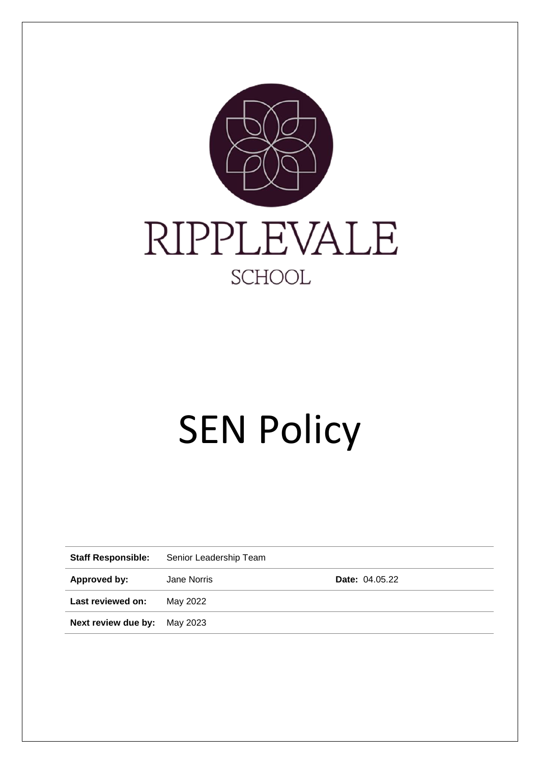RIPPLEVALE

SCHOOL

# SEN Policy

| | | |
|---|---|---|
| **Staff Responsible:** | Senior Leadership Team | |
| **Approved by:** | Jane Norris | **Date:** 04.05.22 |
| **Last reviewed on:** | May 2022 | |
| **Next review due by:** | May 2023 | |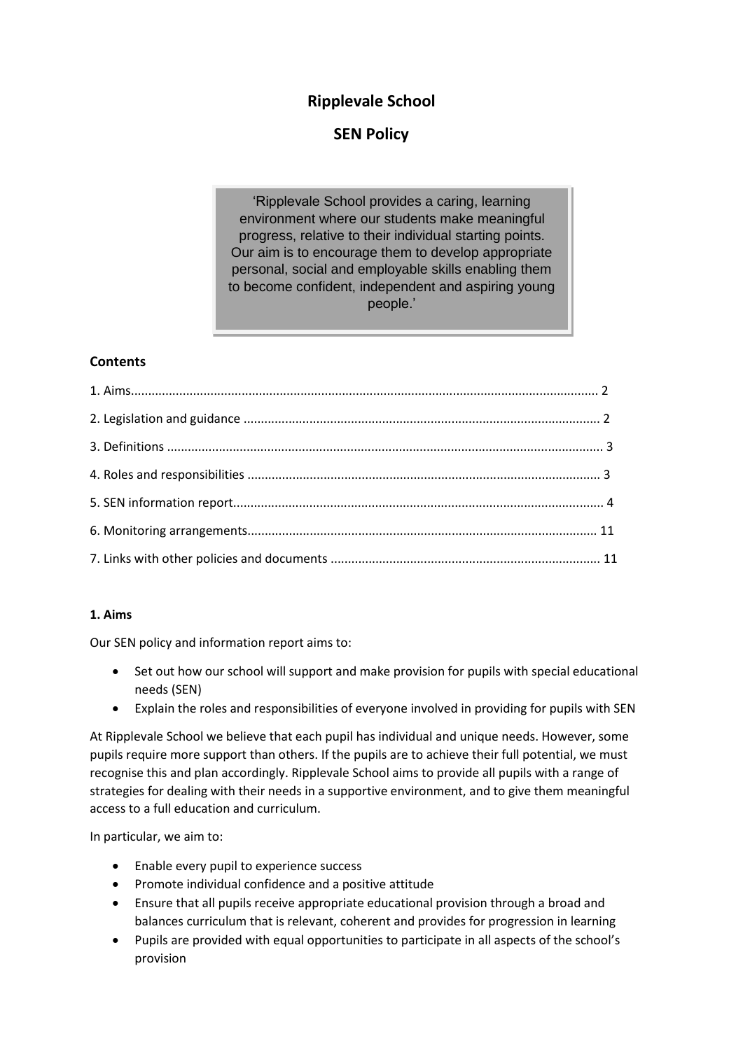# Ripplevale School

## SEN Policy

> 'Ripplevale School provides a caring, learning environment where our students make meaningful progress, relative to their individual starting points. Our aim is to encourage them to develop appropriate personal, social and employable skills enabling them to become confident, independent and aspiring young people.'

**Contents**

1. Aims.................................................................................................................................... 2
2. Legislation and guidance ..................................................................................................... 2
3. Definitions ............................................................................................................................ 3
4. Roles and responsibilities ..................................................................................................... 3
5. SEN information report......................................................................................................... 4
6. Monitoring arrangements.................................................................................................... 11
7. Links with other policies and documents ............................................................................ 11

**1. Aims**

Our SEN policy and information report aims to:

- Set out how our school will support and make provision for pupils with special educational needs (SEN)
- Explain the roles and responsibilities of everyone involved in providing for pupils with SEN

At Ripplevale School we believe that each pupil has individual and unique needs. However, some pupils require more support than others. If the pupils are to achieve their full potential, we must recognise this and plan accordingly. Ripplevale School aims to provide all pupils with a range of strategies for dealing with their needs in a supportive environment, and to give them meaningful access to a full education and curriculum.

In particular, we aim to:

- Enable every pupil to experience success
- Promote individual confidence and a positive attitude
- Ensure that all pupils receive appropriate educational provision through a broad and balances curriculum that is relevant, coherent and provides for progression in learning
- Pupils are provided with equal opportunities to participate in all aspects of the school's provision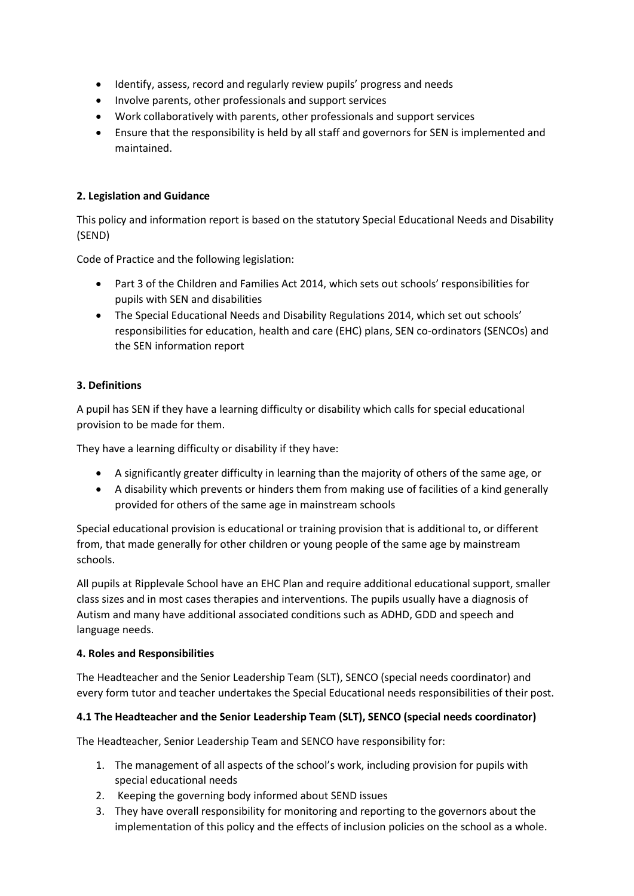- Identify, assess, record and regularly review pupils' progress and needs
- Involve parents, other professionals and support services
- Work collaboratively with parents, other professionals and support services
- Ensure that the responsibility is held by all staff and governors for SEN is implemented and maintained.

**2. Legislation and Guidance**

This policy and information report is based on the statutory Special Educational Needs and Disability (SEND)

Code of Practice and the following legislation:

- Part 3 of the Children and Families Act 2014, which sets out schools' responsibilities for pupils with SEN and disabilities
- The Special Educational Needs and Disability Regulations 2014, which set out schools' responsibilities for education, health and care (EHC) plans, SEN co-ordinators (SENCOs) and the SEN information report

**3. Definitions**

A pupil has SEN if they have a learning difficulty or disability which calls for special educational provision to be made for them.

They have a learning difficulty or disability if they have:

- A significantly greater difficulty in learning than the majority of others of the same age, or
- A disability which prevents or hinders them from making use of facilities of a kind generally provided for others of the same age in mainstream schools

Special educational provision is educational or training provision that is additional to, or different from, that made generally for other children or young people of the same age by mainstream schools.

All pupils at Ripplevale School have an EHC Plan and require additional educational support, smaller class sizes and in most cases therapies and interventions. The pupils usually have a diagnosis of Autism and many have additional associated conditions such as ADHD, GDD and speech and language needs.

**4. Roles and Responsibilities**

The Headteacher and the Senior Leadership Team (SLT), SENCO (special needs coordinator) and every form tutor and teacher undertakes the Special Educational needs responsibilities of their post.

**4.1 The Headteacher and the Senior Leadership Team (SLT), SENCO (special needs coordinator)**

The Headteacher, Senior Leadership Team and SENCO have responsibility for:

1. The management of all aspects of the school's work, including provision for pupils with special educational needs
2. Keeping the governing body informed about SEND issues
3. They have overall responsibility for monitoring and reporting to the governors about the implementation of this policy and the effects of inclusion policies on the school as a whole.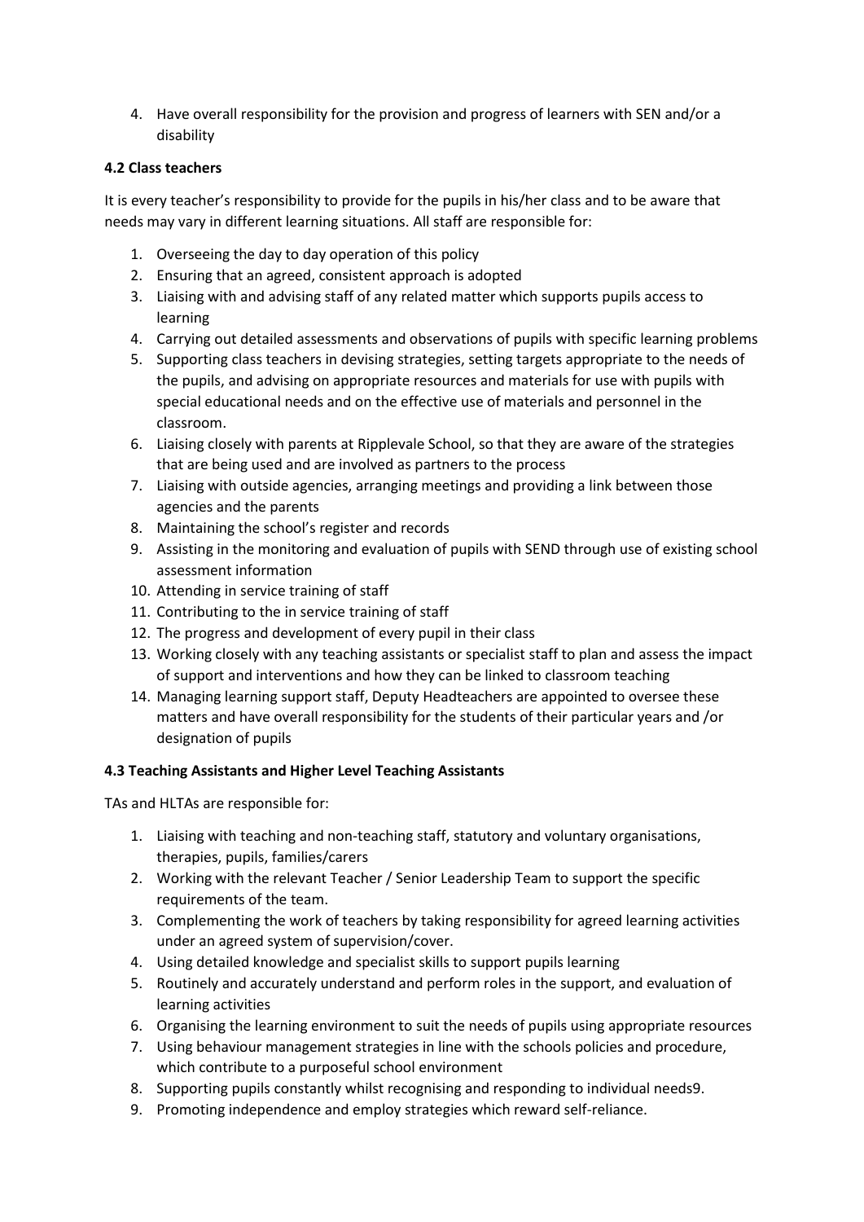4. Have overall responsibility for the provision and progress of learners with SEN and/or a disability

### 4.2 Class teachers

It is every teacher's responsibility to provide for the pupils in his/her class and to be aware that needs may vary in different learning situations. All staff are responsible for:

1. Overseeing the day to day operation of this policy
2. Ensuring that an agreed, consistent approach is adopted
3. Liaising with and advising staff of any related matter which supports pupils access to learning
4. Carrying out detailed assessments and observations of pupils with specific learning problems
5. Supporting class teachers in devising strategies, setting targets appropriate to the needs of the pupils, and advising on appropriate resources and materials for use with pupils with special educational needs and on the effective use of materials and personnel in the classroom.
6. Liaising closely with parents at Ripplevale School, so that they are aware of the strategies that are being used and are involved as partners to the process
7. Liaising with outside agencies, arranging meetings and providing a link between those agencies and the parents
8. Maintaining the school's register and records
9. Assisting in the monitoring and evaluation of pupils with SEND through use of existing school assessment information
10. Attending in service training of staff
11. Contributing to the in service training of staff
12. The progress and development of every pupil in their class
13. Working closely with any teaching assistants or specialist staff to plan and assess the impact of support and interventions and how they can be linked to classroom teaching
14. Managing learning support staff, Deputy Headteachers are appointed to oversee these matters and have overall responsibility for the students of their particular years and /or designation of pupils

### 4.3 Teaching Assistants and Higher Level Teaching Assistants

TAs and HLTAs are responsible for:

1. Liaising with teaching and non-teaching staff, statutory and voluntary organisations, therapies, pupils, families/carers
2. Working with the relevant Teacher / Senior Leadership Team to support the specific requirements of the team.
3. Complementing the work of teachers by taking responsibility for agreed learning activities under an agreed system of supervision/cover.
4. Using detailed knowledge and specialist skills to support pupils learning
5. Routinely and accurately understand and perform roles in the support, and evaluation of learning activities
6. Organising the learning environment to suit the needs of pupils using appropriate resources
7. Using behaviour management strategies in line with the schools policies and procedure, which contribute to a purposeful school environment
8. Supporting pupils constantly whilst recognising and responding to individual needs9.
9. Promoting independence and employ strategies which reward self-reliance.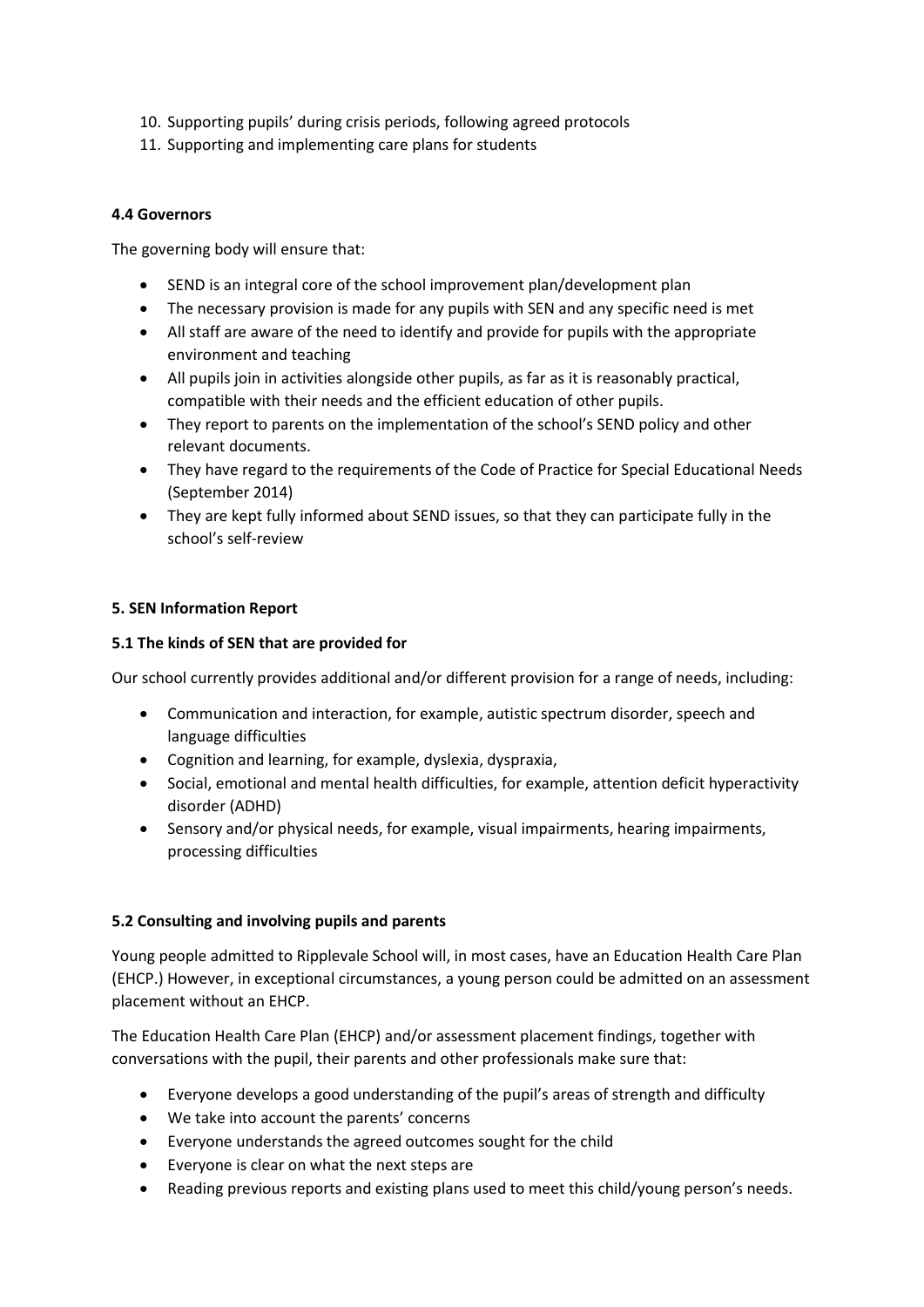10. Supporting pupils' during crisis periods, following agreed protocols
11. Supporting and implementing care plans for students

**4.4 Governors**

The governing body will ensure that:

- SEND is an integral core of the school improvement plan/development plan
- The necessary provision is made for any pupils with SEN and any specific need is met
- All staff are aware of the need to identify and provide for pupils with the appropriate environment and teaching
- All pupils join in activities alongside other pupils, as far as it is reasonably practical, compatible with their needs and the efficient education of other pupils.
- They report to parents on the implementation of the school's SEND policy and other relevant documents.
- They have regard to the requirements of the Code of Practice for Special Educational Needs (September 2014)
- They are kept fully informed about SEND issues, so that they can participate fully in the school's self-review

**5. SEN Information Report**

**5.1 The kinds of SEN that are provided for**

Our school currently provides additional and/or different provision for a range of needs, including:

- Communication and interaction, for example, autistic spectrum disorder, speech and language difficulties
- Cognition and learning, for example, dyslexia, dyspraxia,
- Social, emotional and mental health difficulties, for example, attention deficit hyperactivity disorder (ADHD)
- Sensory and/or physical needs, for example, visual impairments, hearing impairments, processing difficulties

**5.2 Consulting and involving pupils and parents**

Young people admitted to Ripplevale School will, in most cases, have an Education Health Care Plan (EHCP.) However, in exceptional circumstances, a young person could be admitted on an assessment placement without an EHCP.

The Education Health Care Plan (EHCP) and/or assessment placement findings, together with conversations with the pupil, their parents and other professionals make sure that:

- Everyone develops a good understanding of the pupil's areas of strength and difficulty
- We take into account the parents' concerns
- Everyone understands the agreed outcomes sought for the child
- Everyone is clear on what the next steps are
- Reading previous reports and existing plans used to meet this child/young person's needs.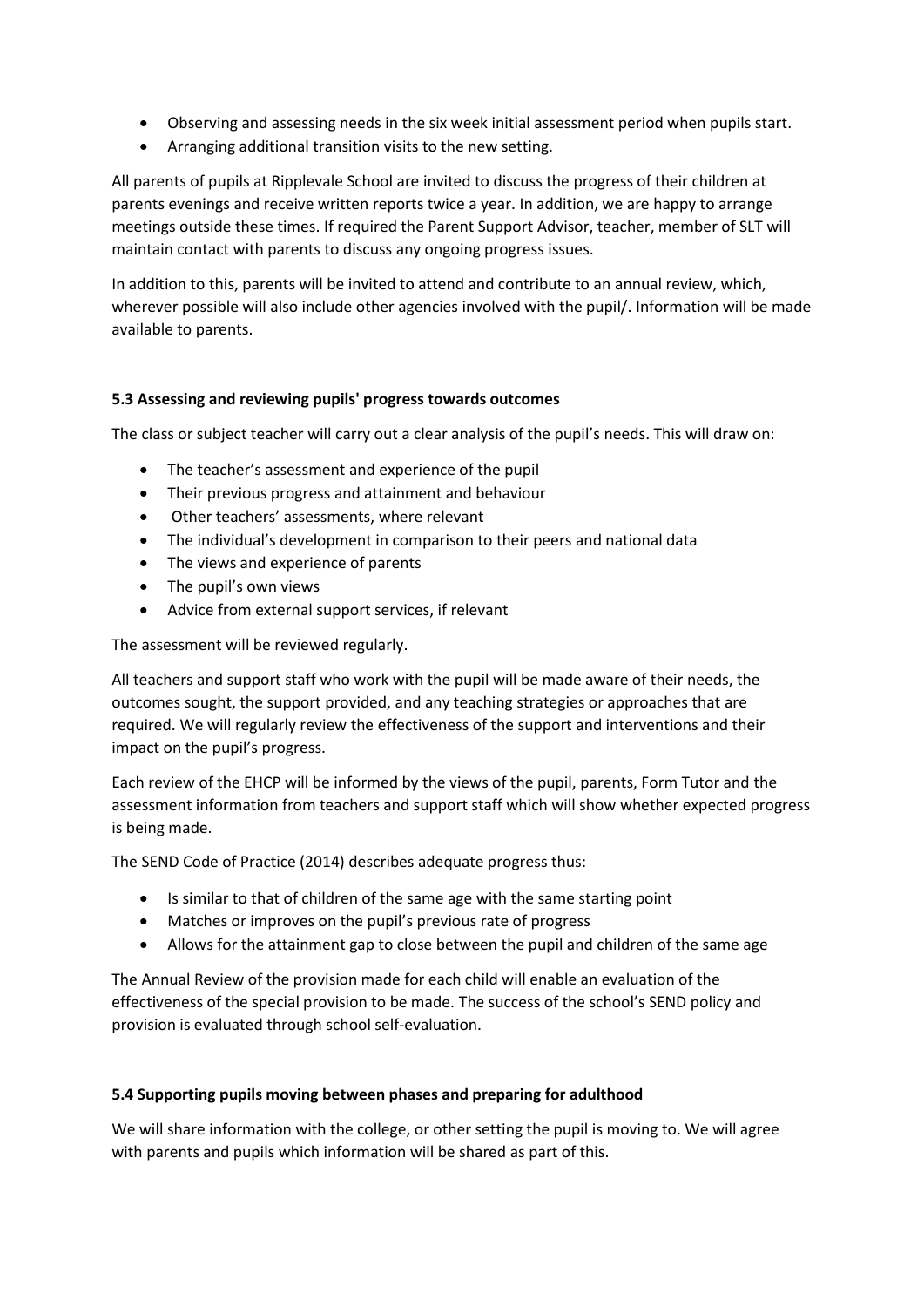- Observing and assessing needs in the six week initial assessment period when pupils start.
- Arranging additional transition visits to the new setting.

All parents of pupils at Ripplevale School are invited to discuss the progress of their children at parents evenings and receive written reports twice a year. In addition, we are happy to arrange meetings outside these times. If required the Parent Support Advisor, teacher, member of SLT will maintain contact with parents to discuss any ongoing progress issues.

In addition to this, parents will be invited to attend and contribute to an annual review, which, wherever possible will also include other agencies involved with the pupil/. Information will be made available to parents.

**5.3 Assessing and reviewing pupils' progress towards outcomes**

The class or subject teacher will carry out a clear analysis of the pupil's needs. This will draw on:

- The teacher's assessment and experience of the pupil
- Their previous progress and attainment and behaviour
- Other teachers' assessments, where relevant
- The individual's development in comparison to their peers and national data
- The views and experience of parents
- The pupil's own views
- Advice from external support services, if relevant

The assessment will be reviewed regularly.

All teachers and support staff who work with the pupil will be made aware of their needs, the outcomes sought, the support provided, and any teaching strategies or approaches that are required. We will regularly review the effectiveness of the support and interventions and their impact on the pupil's progress.

Each review of the EHCP will be informed by the views of the pupil, parents, Form Tutor and the assessment information from teachers and support staff which will show whether expected progress is being made.

The SEND Code of Practice (2014) describes adequate progress thus:

- Is similar to that of children of the same age with the same starting point
- Matches or improves on the pupil's previous rate of progress
- Allows for the attainment gap to close between the pupil and children of the same age

The Annual Review of the provision made for each child will enable an evaluation of the effectiveness of the special provision to be made. The success of the school's SEND policy and provision is evaluated through school self-evaluation.

**5.4 Supporting pupils moving between phases and preparing for adulthood**

We will share information with the college, or other setting the pupil is moving to. We will agree with parents and pupils which information will be shared as part of this.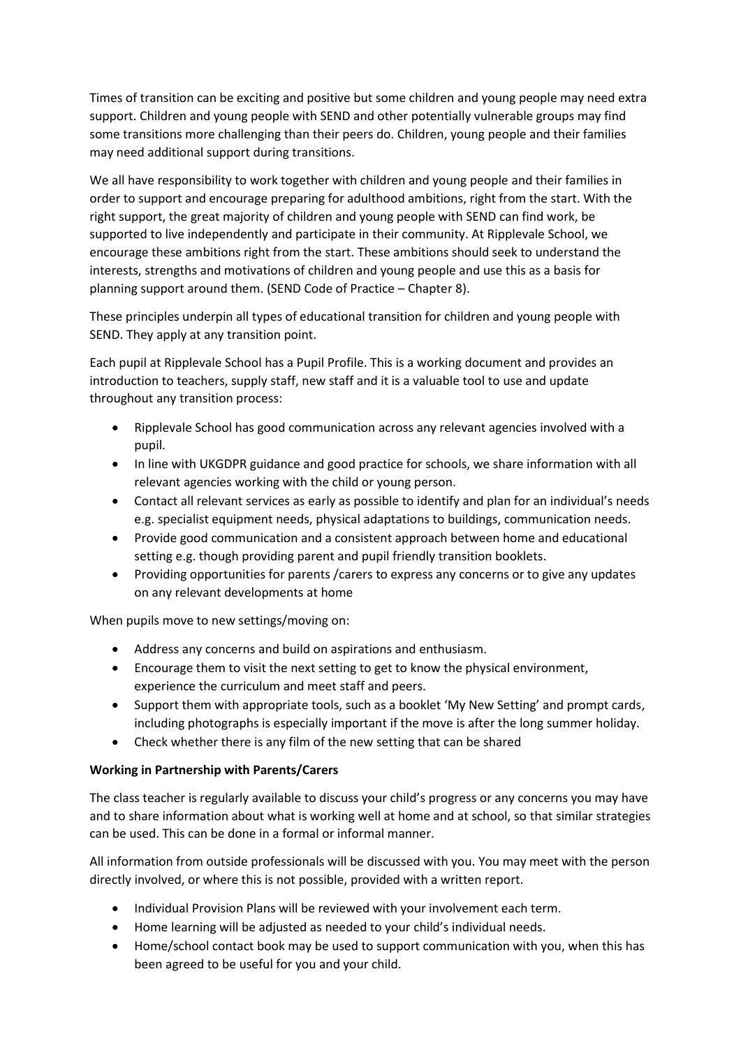Times of transition can be exciting and positive but some children and young people may need extra support. Children and young people with SEND and other potentially vulnerable groups may find some transitions more challenging than their peers do. Children, young people and their families may need additional support during transitions.

We all have responsibility to work together with children and young people and their families in order to support and encourage preparing for adulthood ambitions, right from the start. With the right support, the great majority of children and young people with SEND can find work, be supported to live independently and participate in their community. At Ripplevale School, we encourage these ambitions right from the start. These ambitions should seek to understand the interests, strengths and motivations of children and young people and use this as a basis for planning support around them. (SEND Code of Practice – Chapter 8).

These principles underpin all types of educational transition for children and young people with SEND. They apply at any transition point.

Each pupil at Ripplevale School has a Pupil Profile. This is a working document and provides an introduction to teachers, supply staff, new staff and it is a valuable tool to use and update throughout any transition process:

- Ripplevale School has good communication across any relevant agencies involved with a pupil.
- In line with UKGDPR guidance and good practice for schools, we share information with all relevant agencies working with the child or young person.
- Contact all relevant services as early as possible to identify and plan for an individual's needs e.g. specialist equipment needs, physical adaptations to buildings, communication needs.
- Provide good communication and a consistent approach between home and educational setting e.g. though providing parent and pupil friendly transition booklets.
- Providing opportunities for parents /carers to express any concerns or to give any updates on any relevant developments at home

When pupils move to new settings/moving on:

- Address any concerns and build on aspirations and enthusiasm.
- Encourage them to visit the next setting to get to know the physical environment, experience the curriculum and meet staff and peers.
- Support them with appropriate tools, such as a booklet 'My New Setting' and prompt cards, including photographs is especially important if the move is after the long summer holiday.
- Check whether there is any film of the new setting that can be shared

**Working in Partnership with Parents/Carers**

The class teacher is regularly available to discuss your child's progress or any concerns you may have and to share information about what is working well at home and at school, so that similar strategies can be used. This can be done in a formal or informal manner.

All information from outside professionals will be discussed with you. You may meet with the person directly involved, or where this is not possible, provided with a written report.

- Individual Provision Plans will be reviewed with your involvement each term.
- Home learning will be adjusted as needed to your child's individual needs.
- Home/school contact book may be used to support communication with you, when this has been agreed to be useful for you and your child.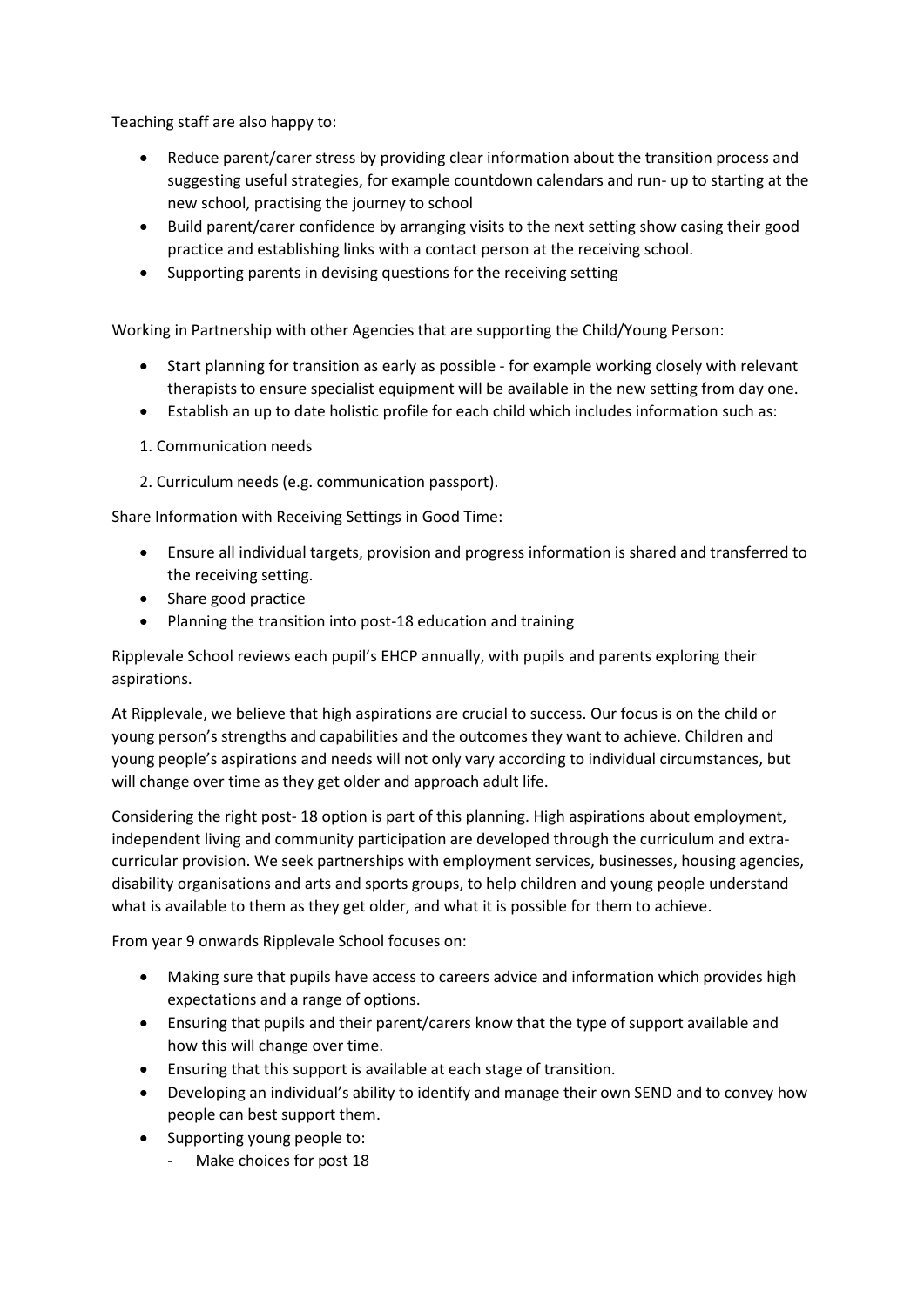Teaching staff are also happy to:

- Reduce parent/carer stress by providing clear information about the transition process and suggesting useful strategies, for example countdown calendars and run- up to starting at the new school, practising the journey to school
- Build parent/carer confidence by arranging visits to the next setting show casing their good practice and establishing links with a contact person at the receiving school.
- Supporting parents in devising questions for the receiving setting

Working in Partnership with other Agencies that are supporting the Child/Young Person:

- Start planning for transition as early as possible - for example working closely with relevant therapists to ensure specialist equipment will be available in the new setting from day one.
- Establish an up to date holistic profile for each child which includes information such as:

1. Communication needs

2. Curriculum needs (e.g. communication passport).

Share Information with Receiving Settings in Good Time:

- Ensure all individual targets, provision and progress information is shared and transferred to the receiving setting.
- Share good practice
- Planning the transition into post-18 education and training

Ripplevale School reviews each pupil's EHCP annually, with pupils and parents exploring their aspirations.

At Ripplevale, we believe that high aspirations are crucial to success. Our focus is on the child or young person's strengths and capabilities and the outcomes they want to achieve. Children and young people's aspirations and needs will not only vary according to individual circumstances, but will change over time as they get older and approach adult life.

Considering the right post- 18 option is part of this planning. High aspirations about employment, independent living and community participation are developed through the curriculum and extra-curricular provision. We seek partnerships with employment services, businesses, housing agencies, disability organisations and arts and sports groups, to help children and young people understand what is available to them as they get older, and what it is possible for them to achieve.

From year 9 onwards Ripplevale School focuses on:

- Making sure that pupils have access to careers advice and information which provides high expectations and a range of options.
- Ensuring that pupils and their parent/carers know that the type of support available and how this will change over time.
- Ensuring that this support is available at each stage of transition.
- Developing an individual's ability to identify and manage their own SEND and to convey how people can best support them.
- Supporting young people to:
  - Make choices for post 18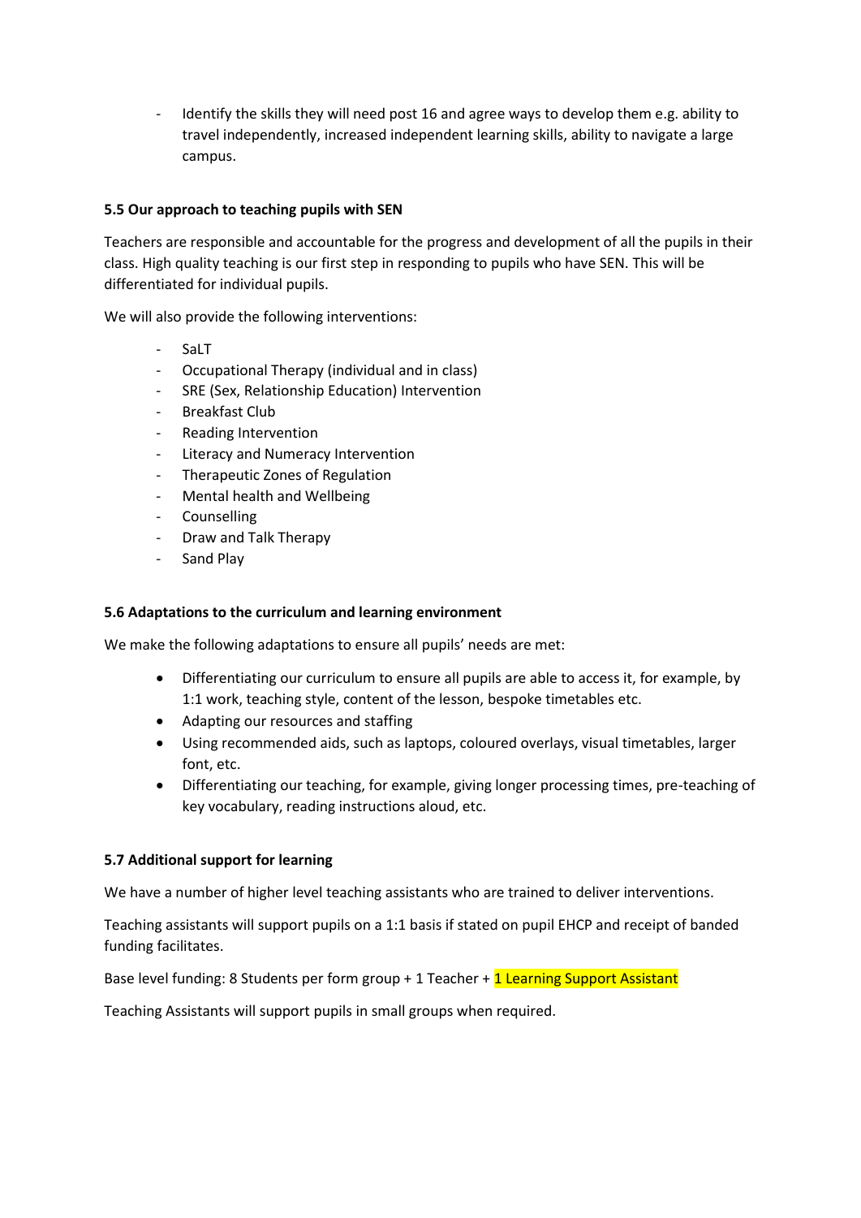- Identify the skills they will need post 16 and agree ways to develop them e.g. ability to travel independently, increased independent learning skills, ability to navigate a large campus.

### 5.5 Our approach to teaching pupils with SEN

Teachers are responsible and accountable for the progress and development of all the pupils in their class. High quality teaching is our first step in responding to pupils who have SEN. This will be differentiated for individual pupils.

We will also provide the following interventions:

- SaLT
- Occupational Therapy (individual and in class)
- SRE (Sex, Relationship Education) Intervention
- Breakfast Club
- Reading Intervention
- Literacy and Numeracy Intervention
- Therapeutic Zones of Regulation
- Mental health and Wellbeing
- Counselling
- Draw and Talk Therapy
- Sand Play

### 5.6 Adaptations to the curriculum and learning environment

We make the following adaptations to ensure all pupils' needs are met:

- Differentiating our curriculum to ensure all pupils are able to access it, for example, by 1:1 work, teaching style, content of the lesson, bespoke timetables etc.
- Adapting our resources and staffing
- Using recommended aids, such as laptops, coloured overlays, visual timetables, larger font, etc.
- Differentiating our teaching, for example, giving longer processing times, pre-teaching of key vocabulary, reading instructions aloud, etc.

### 5.7 Additional support for learning

We have a number of higher level teaching assistants who are trained to deliver interventions.

Teaching assistants will support pupils on a 1:1 basis if stated on pupil EHCP and receipt of banded funding facilitates.

Base level funding: 8 Students per form group + 1 Teacher + 1 Learning Support Assistant

Teaching Assistants will support pupils in small groups when required.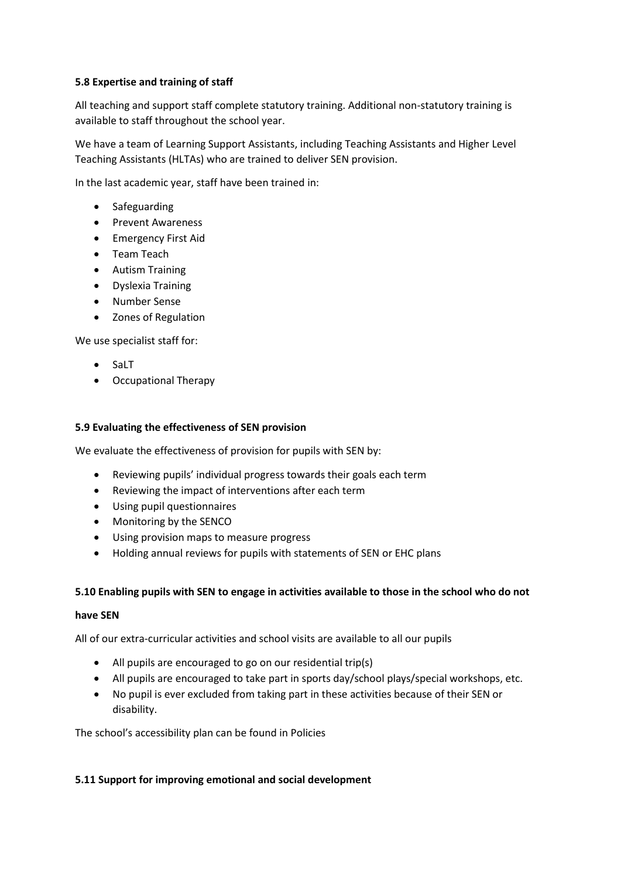**5.8 Expertise and training of staff**

All teaching and support staff complete statutory training. Additional non-statutory training is available to staff throughout the school year.

We have a team of Learning Support Assistants, including Teaching Assistants and Higher Level Teaching Assistants (HLTAs) who are trained to deliver SEN provision.

In the last academic year, staff have been trained in:

- Safeguarding
- Prevent Awareness
- Emergency First Aid
- Team Teach
- Autism Training
- Dyslexia Training
- Number Sense
- Zones of Regulation

We use specialist staff for:

- SaLT
- Occupational Therapy

**5.9 Evaluating the effectiveness of SEN provision**

We evaluate the effectiveness of provision for pupils with SEN by:

- Reviewing pupils' individual progress towards their goals each term
- Reviewing the impact of interventions after each term
- Using pupil questionnaires
- Monitoring by the SENCO
- Using provision maps to measure progress
- Holding annual reviews for pupils with statements of SEN or EHC plans

**5.10 Enabling pupils with SEN to engage in activities available to those in the school who do not have SEN**

All of our extra-curricular activities and school visits are available to all our pupils

- All pupils are encouraged to go on our residential trip(s)
- All pupils are encouraged to take part in sports day/school plays/special workshops, etc.
- No pupil is ever excluded from taking part in these activities because of their SEN or disability.

The school's accessibility plan can be found in Policies

**5.11 Support for improving emotional and social development**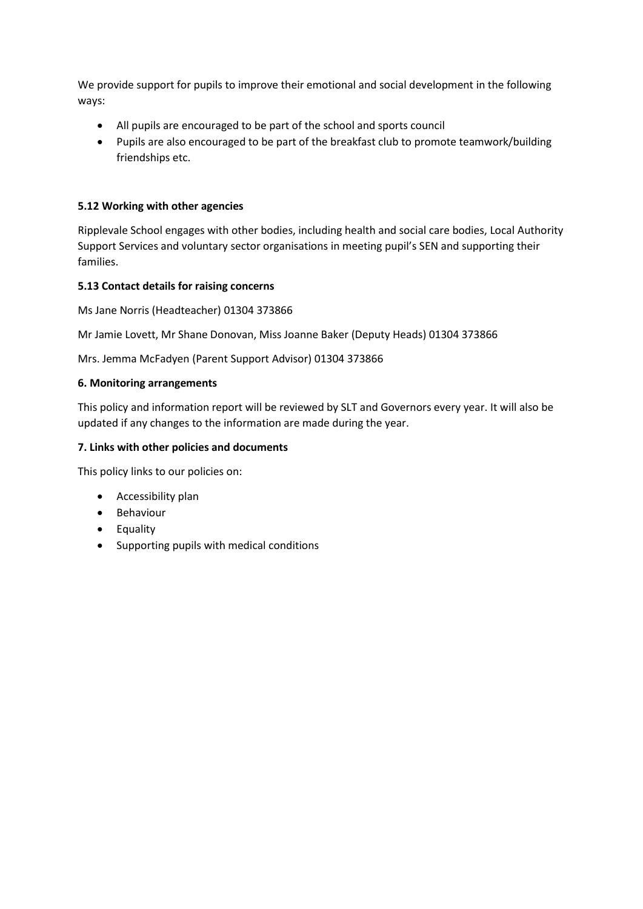We provide support for pupils to improve their emotional and social development in the following ways:

- All pupils are encouraged to be part of the school and sports council
- Pupils are also encouraged to be part of the breakfast club to promote teamwork/building friendships etc.

**5.12 Working with other agencies**

Ripplevale School engages with other bodies, including health and social care bodies, Local Authority Support Services and voluntary sector organisations in meeting pupil's SEN and supporting their families.

**5.13 Contact details for raising concerns**

Ms Jane Norris (Headteacher) 01304 373866

Mr Jamie Lovett, Mr Shane Donovan, Miss Joanne Baker (Deputy Heads) 01304 373866

Mrs. Jemma McFadyen (Parent Support Advisor) 01304 373866

**6. Monitoring arrangements**

This policy and information report will be reviewed by SLT and Governors every year. It will also be updated if any changes to the information are made during the year.

**7. Links with other policies and documents**

This policy links to our policies on:

- Accessibility plan
- Behaviour
- Equality
- Supporting pupils with medical conditions